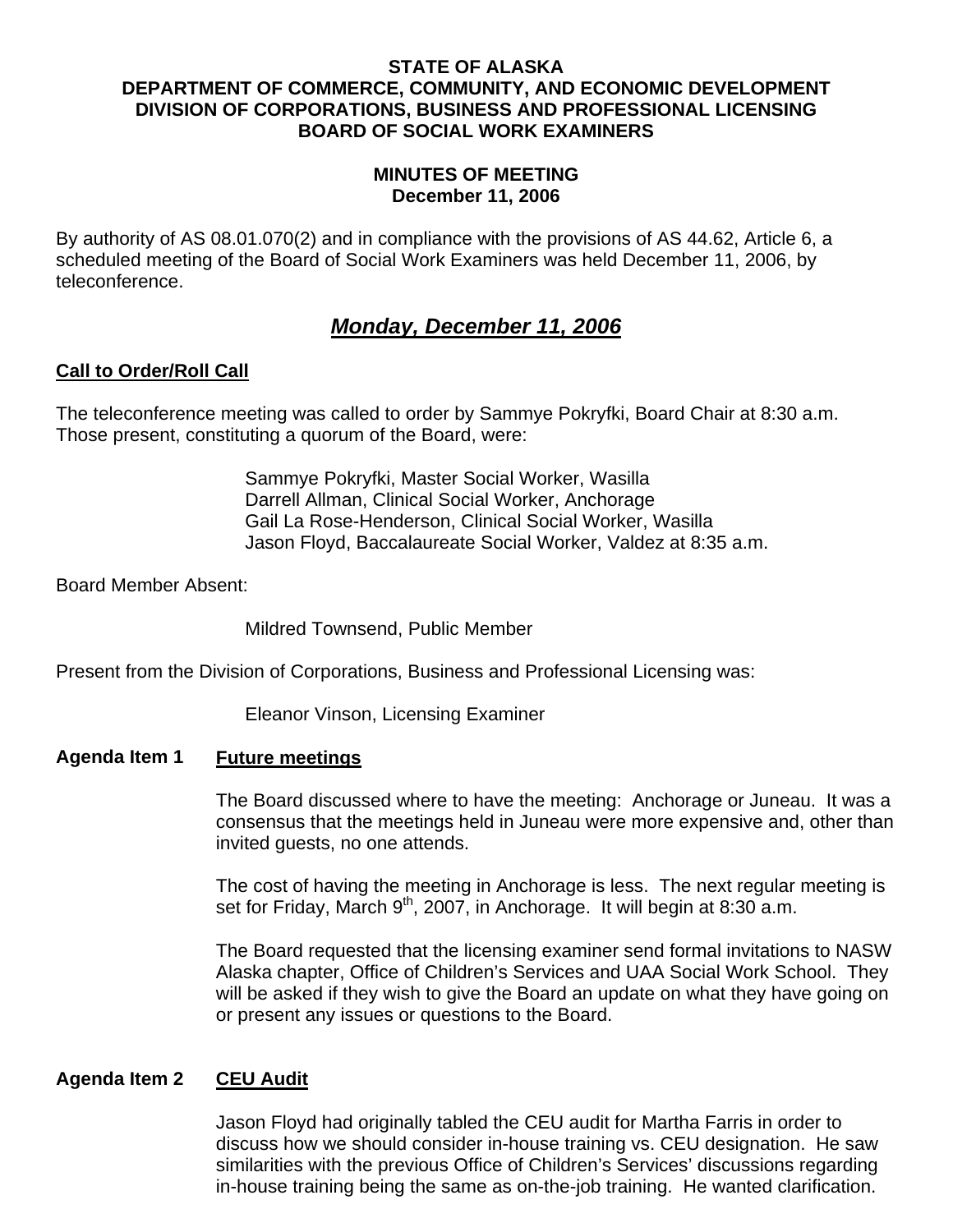**STATE OF ALASKA**
**DEPARTMENT OF COMMERCE, COMMUNITY, AND ECONOMIC DEVELOPMENT**
**DIVISION OF CORPORATIONS, BUSINESS AND PROFESSIONAL LICENSING**
**BOARD OF SOCIAL WORK EXAMINERS**

**MINUTES OF MEETING**
**December 11, 2006**

By authority of AS 08.01.070(2) and in compliance with the provisions of AS 44.62, Article 6, a scheduled meeting of the Board of Social Work Examiners was held December 11, 2006, by teleconference.

## ***Monday, December 11, 2006***

### Call to Order/Roll Call

The teleconference meeting was called to order by Sammye Pokryfki, Board Chair at 8:30 a.m. Those present, constituting a quorum of the Board, were:

Sammye Pokryfki, Master Social Worker, Wasilla
Darrell Allman, Clinical Social Worker, Anchorage
Gail La Rose-Henderson, Clinical Social Worker, Wasilla
Jason Floyd, Baccalaureate Social Worker, Valdez at 8:35 a.m.

Board Member Absent:

Mildred Townsend, Public Member

Present from the Division of Corporations, Business and Professional Licensing was:

Eleanor Vinson, Licensing Examiner

### Agenda Item 1 Future meetings

The Board discussed where to have the meeting: Anchorage or Juneau. It was a consensus that the meetings held in Juneau were more expensive and, other than invited guests, no one attends.

The cost of having the meeting in Anchorage is less. The next regular meeting is set for Friday, March 9th, 2007, in Anchorage. It will begin at 8:30 a.m.

The Board requested that the licensing examiner send formal invitations to NASW Alaska chapter, Office of Children's Services and UAA Social Work School. They will be asked if they wish to give the Board an update on what they have going on or present any issues or questions to the Board.

### Agenda Item 2 CEU Audit

Jason Floyd had originally tabled the CEU audit for Martha Farris in order to discuss how we should consider in-house training vs. CEU designation. He saw similarities with the previous Office of Children's Services' discussions regarding in-house training being the same as on-the-job training. He wanted clarification.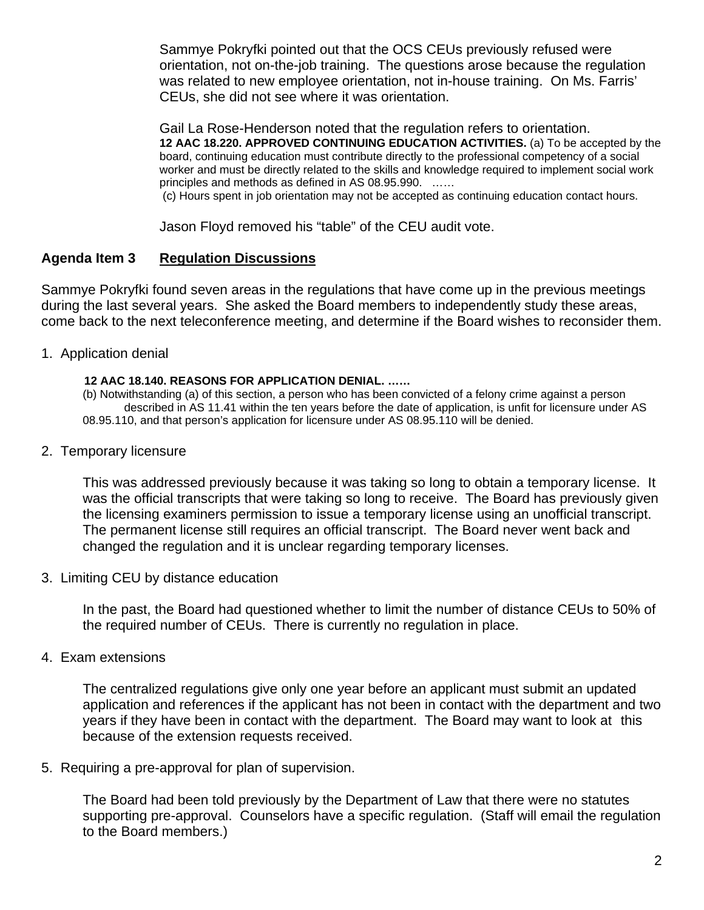Sammye Pokryfki pointed out that the OCS CEUs previously refused were orientation, not on-the-job training. The questions arose because the regulation was related to new employee orientation, not in-house training. On Ms. Farris' CEUs, she did not see where it was orientation.

Gail La Rose-Henderson noted that the regulation refers to orientation.

**12 AAC 18.220. APPROVED CONTINUING EDUCATION ACTIVITIES.** (a) To be accepted by the board, continuing education must contribute directly to the professional competency of a social worker and must be directly related to the skills and knowledge required to implement social work principles and methods as defined in AS 08.95.990. ……

(c) Hours spent in job orientation may not be accepted as continuing education contact hours.

Jason Floyd removed his "table" of the CEU audit vote.

## Agenda Item 3 Regulation Discussions

Sammye Pokryfki found seven areas in the regulations that have come up in the previous meetings during the last several years. She asked the Board members to independently study these areas, come back to the next teleconference meeting, and determine if the Board wishes to reconsider them.

1. Application denial

   **12 AAC 18.140. REASONS FOR APPLICATION DENIAL. ……**

   (b) Notwithstanding (a) of this section, a person who has been convicted of a felony crime against a person described in AS 11.41 within the ten years before the date of application, is unfit for licensure under AS 08.95.110, and that person's application for licensure under AS 08.95.110 will be denied.

2. Temporary licensure

   This was addressed previously because it was taking so long to obtain a temporary license. It was the official transcripts that were taking so long to receive. The Board has previously given the licensing examiners permission to issue a temporary license using an unofficial transcript. The permanent license still requires an official transcript. The Board never went back and changed the regulation and it is unclear regarding temporary licenses.

3. Limiting CEU by distance education

   In the past, the Board had questioned whether to limit the number of distance CEUs to 50% of the required number of CEUs. There is currently no regulation in place.

4. Exam extensions

   The centralized regulations give only one year before an applicant must submit an updated application and references if the applicant has not been in contact with the department and two years if they have been in contact with the department. The Board may want to look at this because of the extension requests received.

5. Requiring a pre-approval for plan of supervision.

   The Board had been told previously by the Department of Law that there were no statutes supporting pre-approval. Counselors have a specific regulation. (Staff will email the regulation to the Board members.)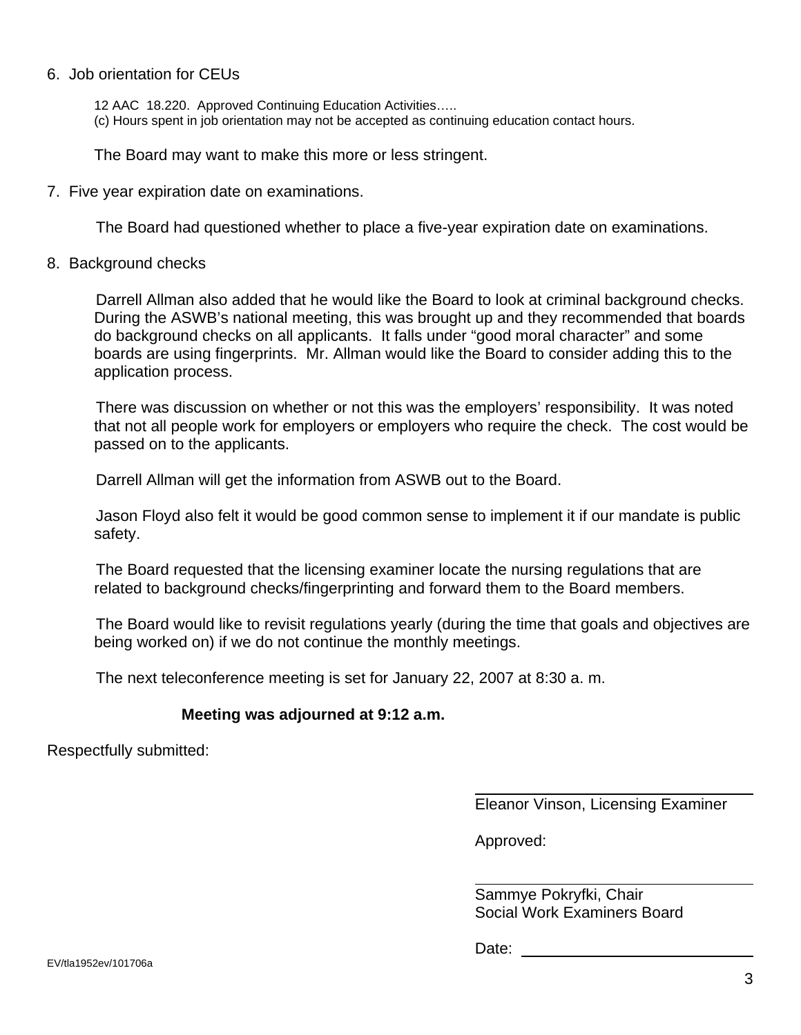6. Job orientation for CEUs

   12 AAC 18.220. Approved Continuing Education Activities…..
   (c) Hours spent in job orientation may not be accepted as continuing education contact hours.

   The Board may want to make this more or less stringent.

7. Five year expiration date on examinations.

   The Board had questioned whether to place a five-year expiration date on examinations.

8. Background checks

   Darrell Allman also added that he would like the Board to look at criminal background checks. During the ASWB's national meeting, this was brought up and they recommended that boards do background checks on all applicants. It falls under "good moral character" and some boards are using fingerprints. Mr. Allman would like the Board to consider adding this to the application process.

   There was discussion on whether or not this was the employers' responsibility. It was noted that not all people work for employers or employers who require the check. The cost would be passed on to the applicants.

   Darrell Allman will get the information from ASWB out to the Board.

   Jason Floyd also felt it would be good common sense to implement it if our mandate is public safety.

   The Board requested that the licensing examiner locate the nursing regulations that are related to background checks/fingerprinting and forward them to the Board members.

   The Board would like to revisit regulations yearly (during the time that goals and objectives are being worked on) if we do not continue the monthly meetings.

   The next teleconference meeting is set for January 22, 2007 at 8:30 a. m.

**Meeting was adjourned at 9:12 a.m.**

Respectfully submitted:

\_\_\_\_\_\_\_\_\_\_\_\_\_\_\_\_\_\_\_\_\_\_\_\_\_\_\_\_\_\_
Eleanor Vinson, Licensing Examiner

Approved:

\_\_\_\_\_\_\_\_\_\_\_\_\_\_\_\_\_\_\_\_\_\_\_\_\_\_\_\_\_\_
Sammye Pokryfki, Chair
Social Work Examiners Board

Date: \_\_\_\_\_\_\_\_\_\_\_\_\_\_\_\_\_\_\_\_\_\_\_\_

EV/tla1952ev/101706a